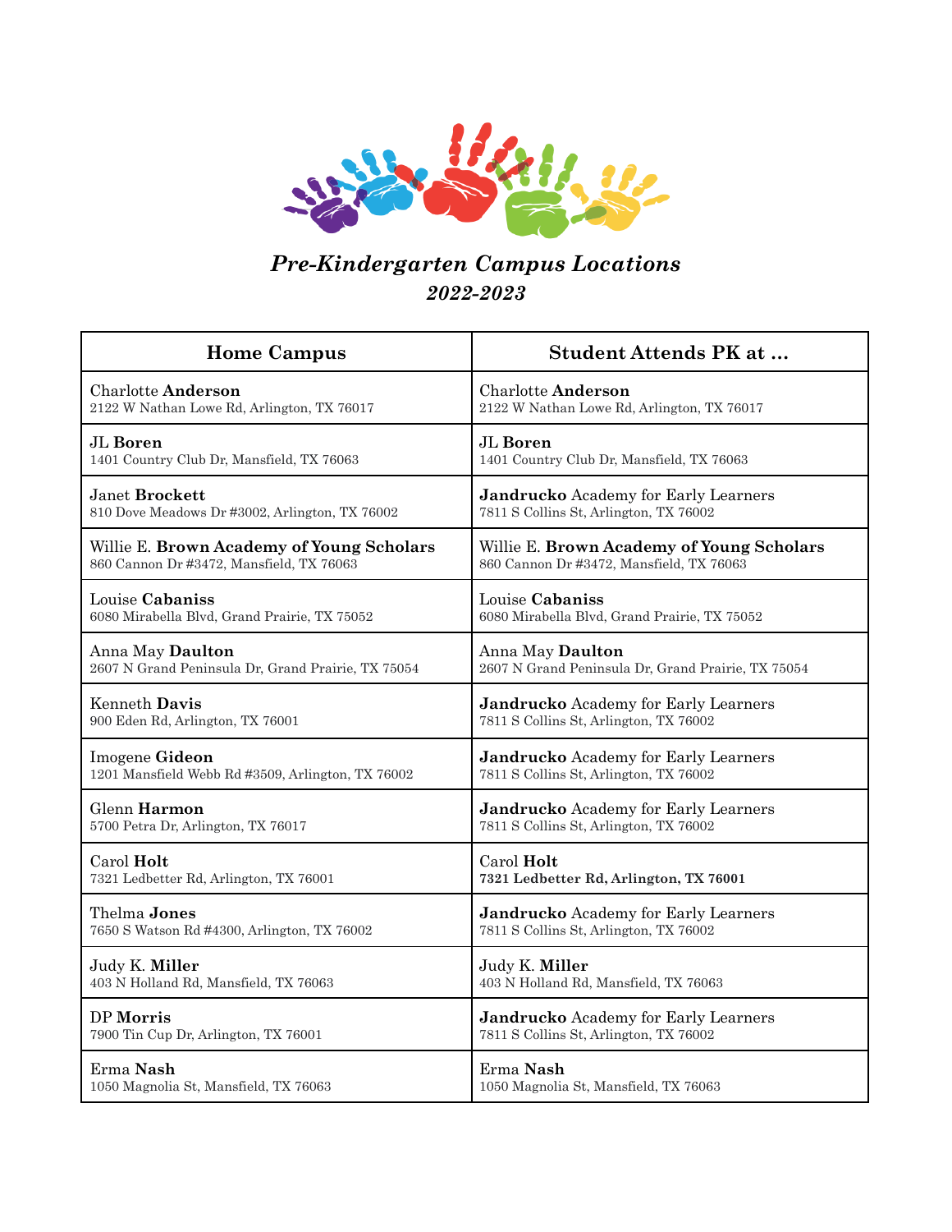# *Pre-Kindergarten Campus Locations*
## *2022-2023*

| Home Campus | Student Attends PK at … |
|---|---|
| Charlotte **Anderson**<br>2122 W Nathan Lowe Rd, Arlington, TX 76017 | Charlotte **Anderson**<br>2122 W Nathan Lowe Rd, Arlington, TX 76017 |
| JL **Boren**<br>1401 Country Club Dr, Mansfield, TX 76063 | JL **Boren**<br>1401 Country Club Dr, Mansfield, TX 76063 |
| Janet **Brockett**<br>810 Dove Meadows Dr #3002, Arlington, TX 76002 | **Jandrucko** Academy for Early Learners<br>7811 S Collins St, Arlington, TX 76002 |
| Willie E. **Brown Academy of Young Scholars**<br>860 Cannon Dr #3472, Mansfield, TX 76063 | Willie E. **Brown Academy of Young Scholars**<br>860 Cannon Dr #3472, Mansfield, TX 76063 |
| Louise **Cabaniss**<br>6080 Mirabella Blvd, Grand Prairie, TX 75052 | Louise **Cabaniss**<br>6080 Mirabella Blvd, Grand Prairie, TX 75052 |
| Anna May **Daulton**<br>2607 N Grand Peninsula Dr, Grand Prairie, TX 75054 | Anna May **Daulton**<br>2607 N Grand Peninsula Dr, Grand Prairie, TX 75054 |
| Kenneth **Davis**<br>900 Eden Rd, Arlington, TX 76001 | **Jandrucko** Academy for Early Learners<br>7811 S Collins St, Arlington, TX 76002 |
| Imogene **Gideon**<br>1201 Mansfield Webb Rd #3509, Arlington, TX 76002 | **Jandrucko** Academy for Early Learners<br>7811 S Collins St, Arlington, TX 76002 |
| Glenn **Harmon**<br>5700 Petra Dr, Arlington, TX 76017 | **Jandrucko** Academy for Early Learners<br>7811 S Collins St, Arlington, TX 76002 |
| Carol **Holt**<br>7321 Ledbetter Rd, Arlington, TX 76001 | Carol **Holt**<br>**7321 Ledbetter Rd, Arlington, TX 76001** |
| Thelma **Jones**<br>7650 S Watson Rd #4300, Arlington, TX 76002 | **Jandrucko** Academy for Early Learners<br>7811 S Collins St, Arlington, TX 76002 |
| Judy K. **Miller**<br>403 N Holland Rd, Mansfield, TX 76063 | Judy K. **Miller**<br>403 N Holland Rd, Mansfield, TX 76063 |
| DP **Morris**<br>7900 Tin Cup Dr, Arlington, TX 76001 | **Jandrucko** Academy for Early Learners<br>7811 S Collins St, Arlington, TX 76002 |
| Erma **Nash**<br>1050 Magnolia St, Mansfield, TX 76063 | Erma **Nash**<br>1050 Magnolia St, Mansfield, TX 76063 |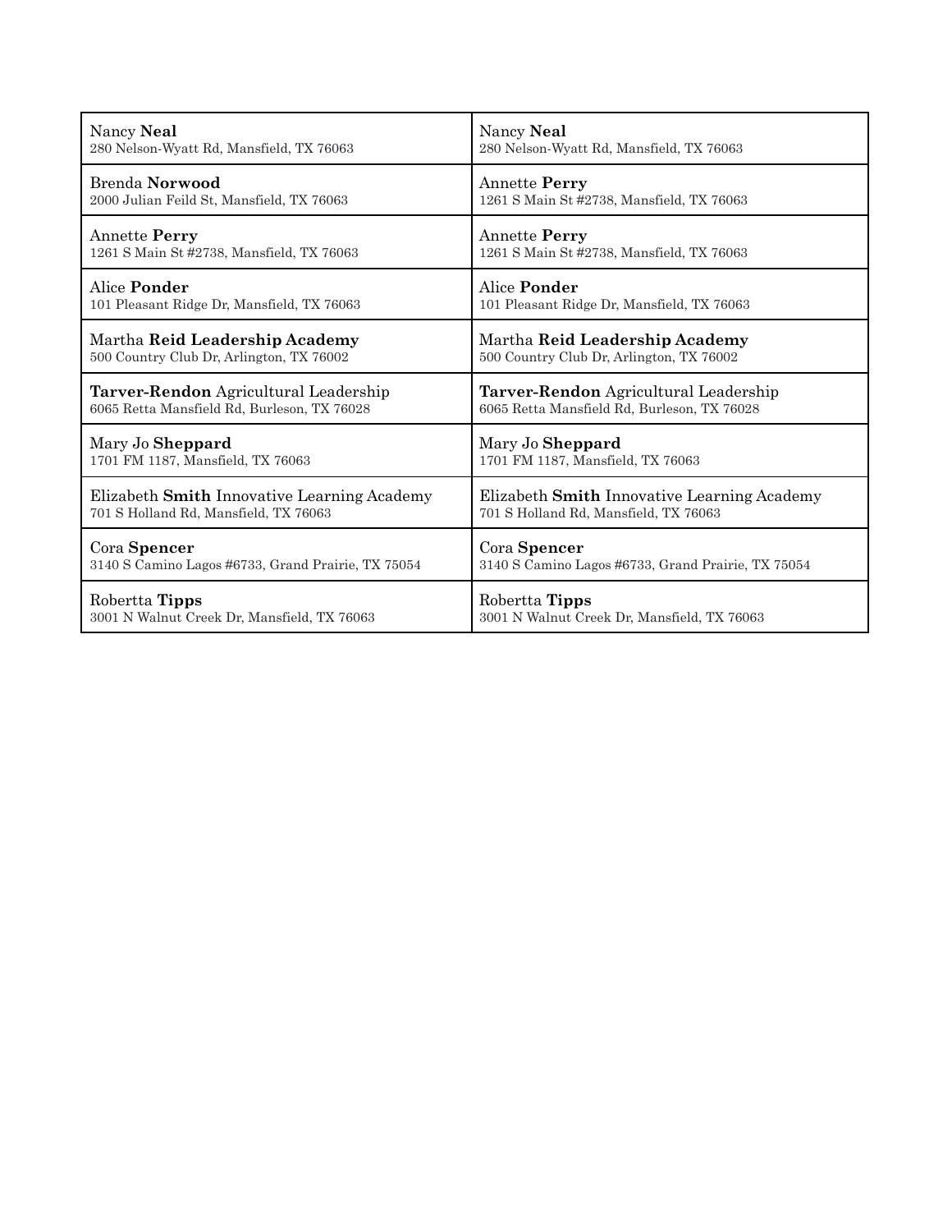| | |
|---|---|
| Nancy **Neal**<br>280 Nelson-Wyatt Rd, Mansfield, TX 76063 | Nancy **Neal**<br>280 Nelson-Wyatt Rd, Mansfield, TX 76063 |
| Brenda **Norwood**<br>2000 Julian Feild St, Mansfield, TX 76063 | Annette **Perry**<br>1261 S Main St #2738, Mansfield, TX 76063 |
| Annette **Perry**<br>1261 S Main St #2738, Mansfield, TX 76063 | Annette **Perry**<br>1261 S Main St #2738, Mansfield, TX 76063 |
| Alice **Ponder**<br>101 Pleasant Ridge Dr, Mansfield, TX 76063 | Alice **Ponder**<br>101 Pleasant Ridge Dr, Mansfield, TX 76063 |
| Martha **Reid Leadership Academy**<br>500 Country Club Dr, Arlington, TX 76002 | Martha **Reid Leadership Academy**<br>500 Country Club Dr, Arlington, TX 76002 |
| **Tarver-Rendon** Agricultural Leadership<br>6065 Retta Mansfield Rd, Burleson, TX 76028 | **Tarver-Rendon** Agricultural Leadership<br>6065 Retta Mansfield Rd, Burleson, TX 76028 |
| Mary Jo **Sheppard**<br>1701 FM 1187, Mansfield, TX 76063 | Mary Jo **Sheppard**<br>1701 FM 1187, Mansfield, TX 76063 |
| Elizabeth **Smith** Innovative Learning Academy<br>701 S Holland Rd, Mansfield, TX 76063 | Elizabeth **Smith** Innovative Learning Academy<br>701 S Holland Rd, Mansfield, TX 76063 |
| Cora **Spencer**<br>3140 S Camino Lagos #6733, Grand Prairie, TX 75054 | Cora **Spencer**<br>3140 S Camino Lagos #6733, Grand Prairie, TX 75054 |
| Robertta **Tipps**<br>3001 N Walnut Creek Dr, Mansfield, TX 76063 | Robertta **Tipps**<br>3001 N Walnut Creek Dr, Mansfield, TX 76063 |